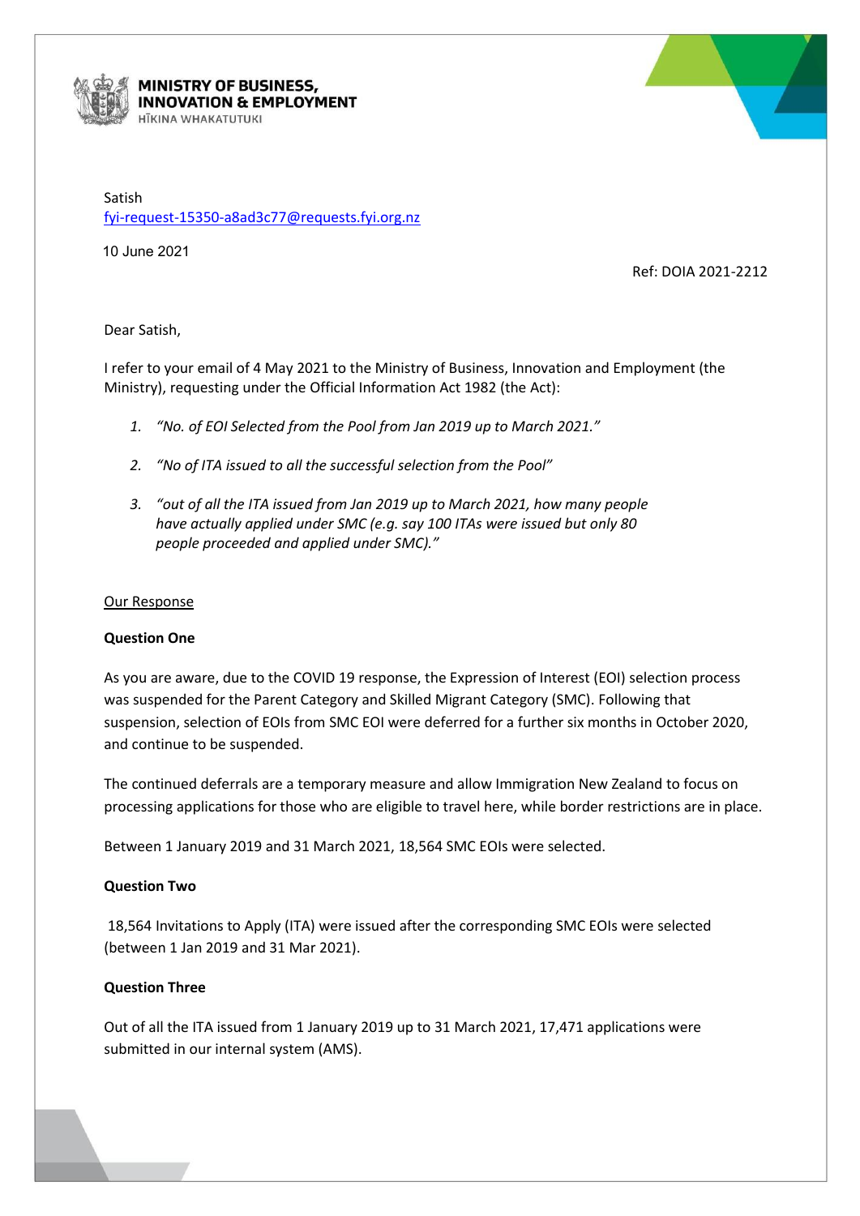**MINISTRY OF BUSINESS, INNOVATION & EMPLOYMENT**
HĪKINA WHAKATUTUKI

Satish
fyi-request-15350-a8ad3c77@requests.fyi.org.nz

10 June 2021

Ref: DOIA 2021-2212

Dear Satish,

I refer to your email of 4 May 2021 to the Ministry of Business, Innovation and Employment (the Ministry), requesting under the Official Information Act 1982 (the Act):

1. *"No. of EOI Selected from the Pool from Jan 2019 up to March 2021."*
2. *"No of ITA issued to all the successful selection from the Pool"*
3. *"out of all the ITA issued from Jan 2019 up to March 2021, how many people have actually applied under SMC (e.g. say 100 ITAs were issued but only 80 people proceeded and applied under SMC)."*

<u>Our Response</u>

**Question One**

As you are aware, due to the COVID 19 response, the Expression of Interest (EOI) selection process was suspended for the Parent Category and Skilled Migrant Category (SMC). Following that suspension, selection of EOIs from SMC EOI were deferred for a further six months in October 2020, and continue to be suspended.

The continued deferrals are a temporary measure and allow Immigration New Zealand to focus on processing applications for those who are eligible to travel here, while border restrictions are in place.

Between 1 January 2019 and 31 March 2021, 18,564 SMC EOIs were selected.

**Question Two**

18,564 Invitations to Apply (ITA) were issued after the corresponding SMC EOIs were selected (between 1 Jan 2019 and 31 Mar 2021).

**Question Three**

Out of all the ITA issued from 1 January 2019 up to 31 March 2021, 17,471 applications were submitted in our internal system (AMS).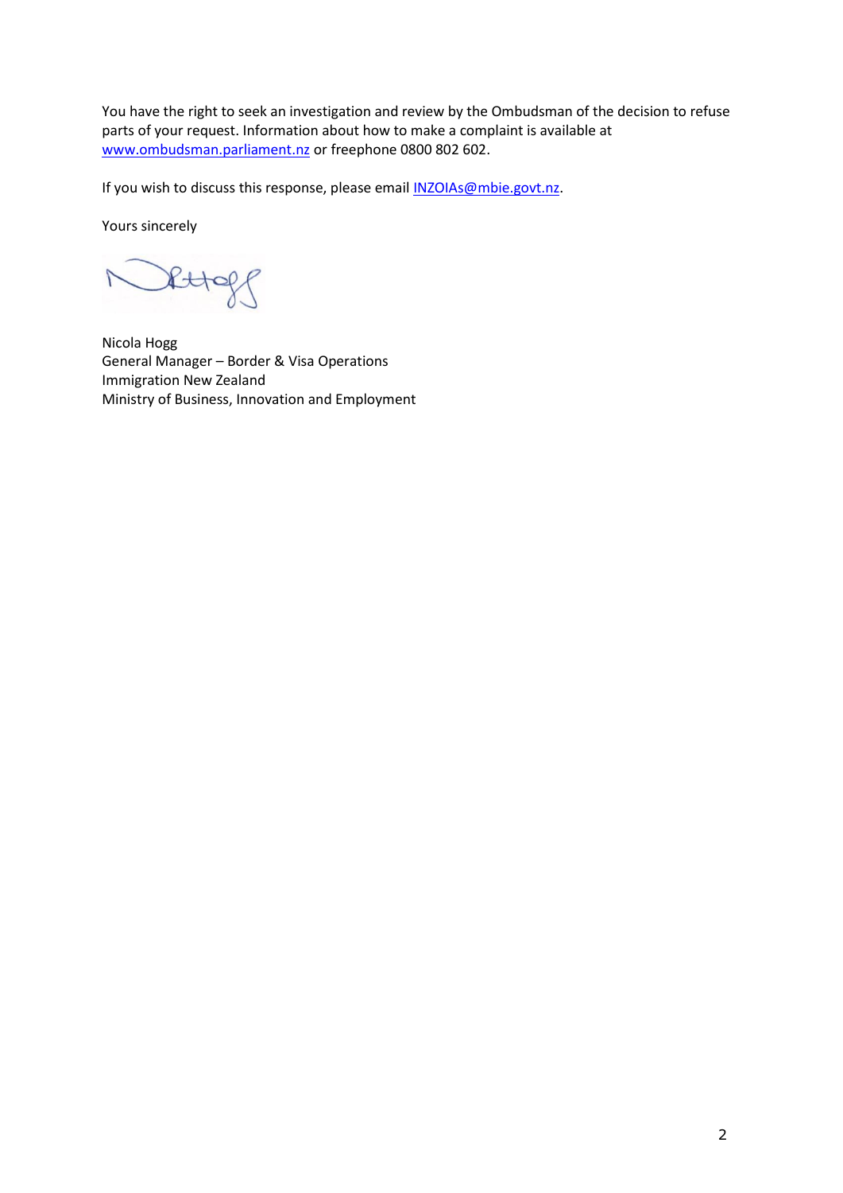You have the right to seek an investigation and review by the Ombudsman of the decision to refuse parts of your request. Information about how to make a complaint is available at www.ombudsman.parliament.nz or freephone 0800 802 602.

If you wish to discuss this response, please email INZOIAs@mbie.govt.nz.

Yours sincerely

Nicola Hogg
General Manager – Border & Visa Operations
Immigration New Zealand
Ministry of Business, Innovation and Employment